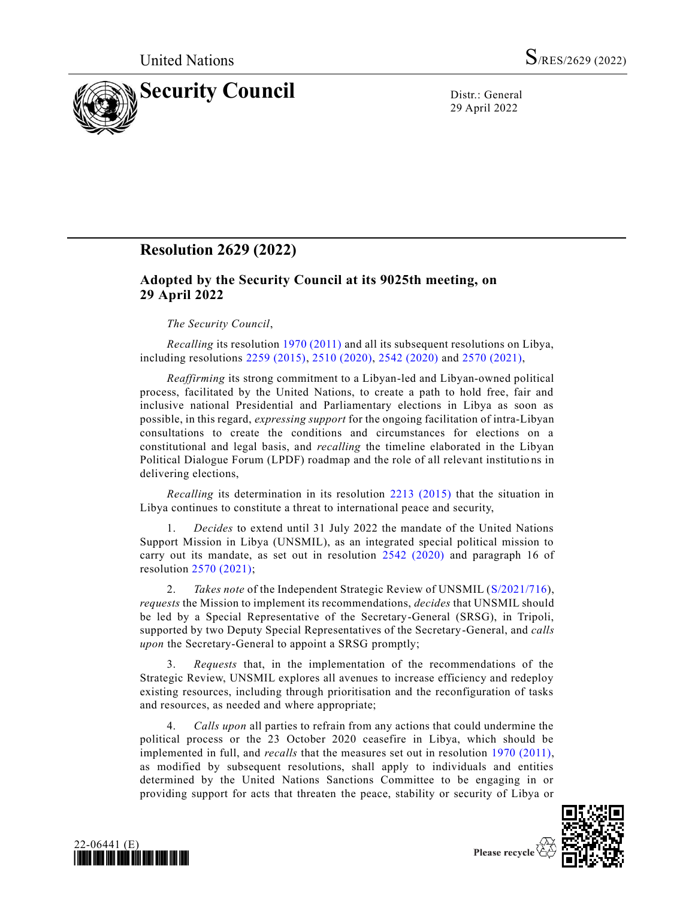United Nations

S/RES/2629 (2022)

# Security Council

Distr.: General
29 April 2022

## Resolution 2629 (2022)

### Adopted by the Security Council at its 9025th meeting, on 29 April 2022

*The Security Council*,

*Recalling* its resolution 1970 (2011) and all its subsequent resolutions on Libya, including resolutions 2259 (2015), 2510 (2020), 2542 (2020) and 2570 (2021),

*Reaffirming* its strong commitment to a Libyan-led and Libyan-owned political process, facilitated by the United Nations, to create a path to hold free, fair and inclusive national Presidential and Parliamentary elections in Libya as soon as possible, in this regard, *expressing support* for the ongoing facilitation of intra-Libyan consultations to create the conditions and circumstances for elections on a constitutional and legal basis, and *recalling* the timeline elaborated in the Libyan Political Dialogue Forum (LPDF) roadmap and the role of all relevant institutions in delivering elections,

*Recalling* its determination in its resolution 2213 (2015) that the situation in Libya continues to constitute a threat to international peace and security,

1. *Decides* to extend until 31 July 2022 the mandate of the United Nations Support Mission in Libya (UNSMIL), as an integrated special political mission to carry out its mandate, as set out in resolution 2542 (2020) and paragraph 16 of resolution 2570 (2021);

2. *Takes note* of the Independent Strategic Review of UNSMIL (S/2021/716), *requests* the Mission to implement its recommendations, *decides* that UNSMIL should be led by a Special Representative of the Secretary-General (SRSG), in Tripoli, supported by two Deputy Special Representatives of the Secretary-General, and *calls upon* the Secretary-General to appoint a SRSG promptly;

3. *Requests* that, in the implementation of the recommendations of the Strategic Review, UNSMIL explores all avenues to increase efficiency and redeploy existing resources, including through prioritisation and the reconfiguration of tasks and resources, as needed and where appropriate;

4. *Calls upon* all parties to refrain from any actions that could undermine the political process or the 23 October 2020 ceasefire in Libya, which should be implemented in full, and *recalls* that the measures set out in resolution 1970 (2011), as modified by subsequent resolutions, shall apply to individuals and entities determined by the United Nations Sanctions Committee to be engaging in or providing support for acts that threaten the peace, stability or security of Libya or

22-06441 (E)

Please recycle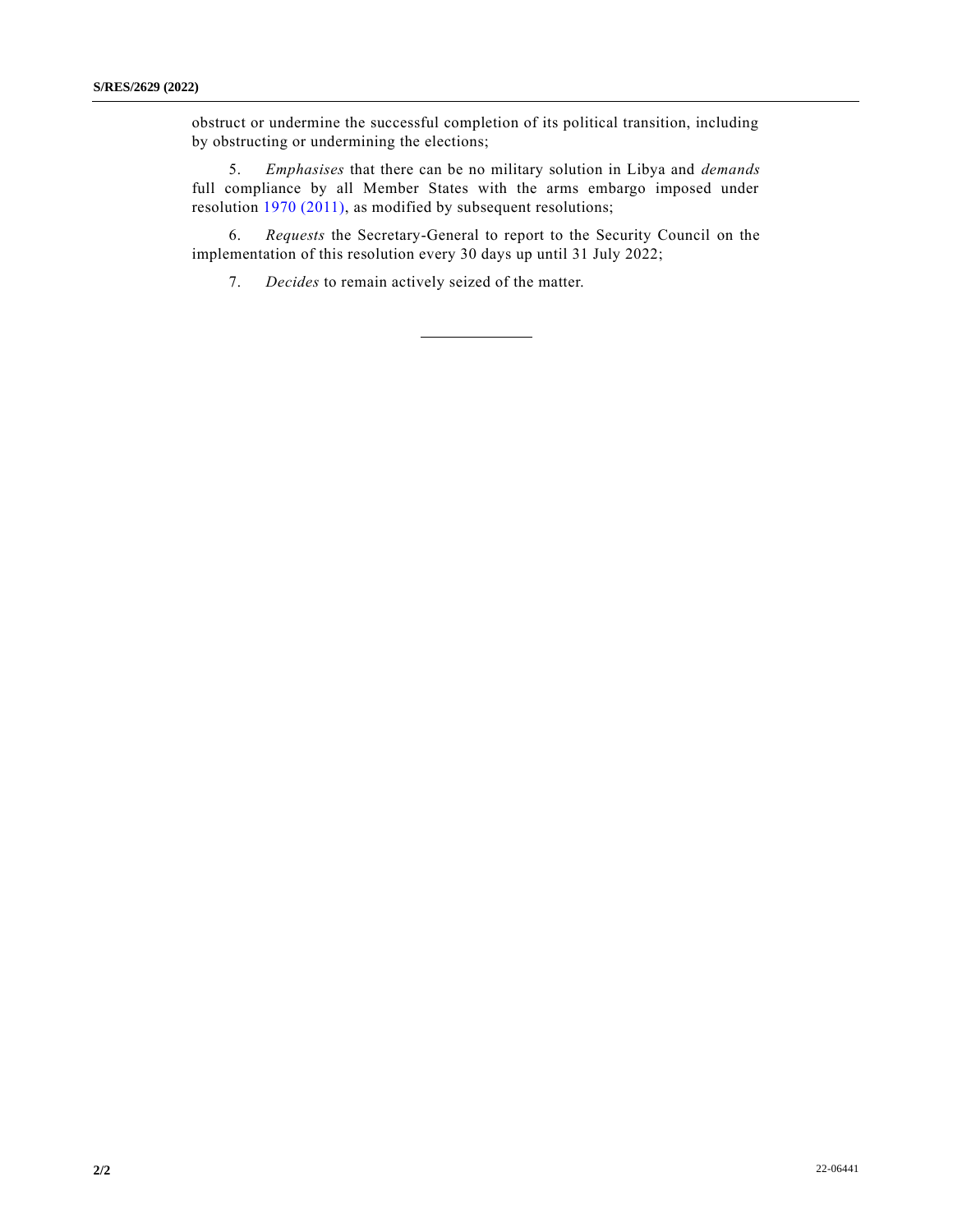obstruct or undermine the successful completion of its political transition, including by obstructing or undermining the elections;

5. *Emphasises* that there can be no military solution in Libya and *demands* full compliance by all Member States with the arms embargo imposed under resolution 1970 (2011), as modified by subsequent resolutions;

6. *Requests* the Secretary-General to report to the Security Council on the implementation of this resolution every 30 days up until 31 July 2022;

7. *Decides* to remain actively seized of the matter.